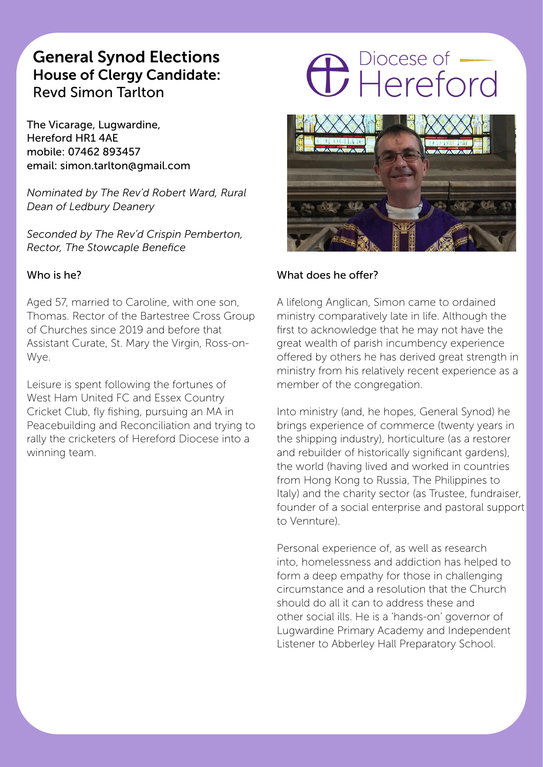# General Synod Elections

## House of Clergy Candidate:

## Revd Simon Tarlton

Diocese of Hereford

The Vicarage, Lugwardine,
Hereford HR1 4AE
mobile: 07462 893457
email: simon.tarlton@gmail.com

*Nominated by The Rev'd Robert Ward, Rural Dean of Ledbury Deanery*

*Seconded by The Rev'd Crispin Pemberton, Rector, The Stowcaple Benefice*

### Who is he?

Aged 57, married to Caroline, with one son, Thomas. Rector of the Bartestree Cross Group of Churches since 2019 and before that Assistant Curate, St. Mary the Virgin, Ross-on-Wye.

Leisure is spent following the fortunes of West Ham United FC and Essex Country Cricket Club, fly fishing, pursuing an MA in Peacebuilding and Reconciliation and trying to rally the cricketers of Hereford Diocese into a winning team.

### What does he offer?

A lifelong Anglican, Simon came to ordained ministry comparatively late in life. Although the first to acknowledge that he may not have the great wealth of parish incumbency experience offered by others he has derived great strength in ministry from his relatively recent experience as a member of the congregation.

Into ministry (and, he hopes, General Synod) he brings experience of commerce (twenty years in the shipping industry), horticulture (as a restorer and rebuilder of historically significant gardens), the world (having lived and worked in countries from Hong Kong to Russia, The Philippines to Italy) and the charity sector (as Trustee, fundraiser, founder of a social enterprise and pastoral support to Vennture).

Personal experience of, as well as research into, homelessness and addiction has helped to form a deep empathy for those in challenging circumstance and a resolution that the Church should do all it can to address these and other social ills. He is a 'hands-on' governor of Lugwardine Primary Academy and Independent Listener to Abberley Hall Preparatory School.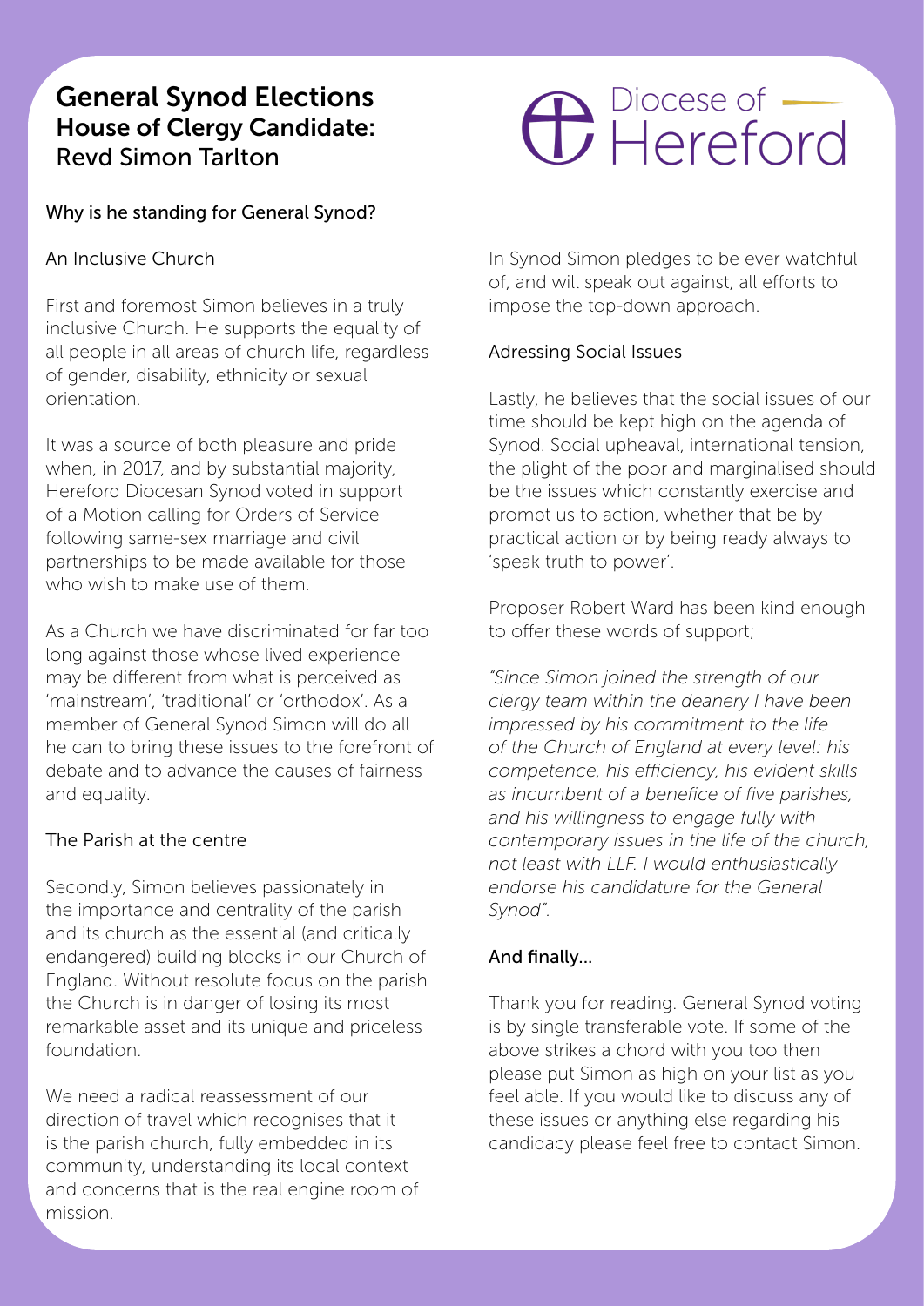# General Synod Elections

## House of Clergy Candidate:

## Revd Simon Tarlton

Diocese of Hereford

### Why is he standing for General Synod?

#### An Inclusive Church

First and foremost Simon believes in a truly inclusive Church. He supports the equality of all people in all areas of church life, regardless of gender, disability, ethnicity or sexual orientation.

It was a source of both pleasure and pride when, in 2017, and by substantial majority, Hereford Diocesan Synod voted in support of a Motion calling for Orders of Service following same-sex marriage and civil partnerships to be made available for those who wish to make use of them.

As a Church we have discriminated for far too long against those whose lived experience may be different from what is perceived as 'mainstream', 'traditional' or 'orthodox'. As a member of General Synod Simon will do all he can to bring these issues to the forefront of debate and to advance the causes of fairness and equality.

#### The Parish at the centre

Secondly, Simon believes passionately in the importance and centrality of the parish and its church as the essential (and critically endangered) building blocks in our Church of England. Without resolute focus on the parish the Church is in danger of losing its most remarkable asset and its unique and priceless foundation.

We need a radical reassessment of our direction of travel which recognises that it is the parish church, fully embedded in its community, understanding its local context and concerns that is the real engine room of mission.

In Synod Simon pledges to be ever watchful of, and will speak out against, all efforts to impose the top-down approach.

#### Adressing Social Issues

Lastly, he believes that the social issues of our time should be kept high on the agenda of Synod. Social upheaval, international tension, the plight of the poor and marginalised should be the issues which constantly exercise and prompt us to action, whether that be by practical action or by being ready always to 'speak truth to power'.

Proposer Robert Ward has been kind enough to offer these words of support;

*"Since Simon joined the strength of our clergy team within the deanery I have been impressed by his commitment to the life of the Church of England at every level: his competence, his efficiency, his evident skills as incumbent of a benefice of five parishes, and his willingness to engage fully with contemporary issues in the life of the church, not least with LLF. I would enthusiastically endorse his candidature for the General Synod".*

### And finally...

Thank you for reading. General Synod voting is by single transferable vote. If some of the above strikes a chord with you too then please put Simon as high on your list as you feel able. If you would like to discuss any of these issues or anything else regarding his candidacy please feel free to contact Simon.